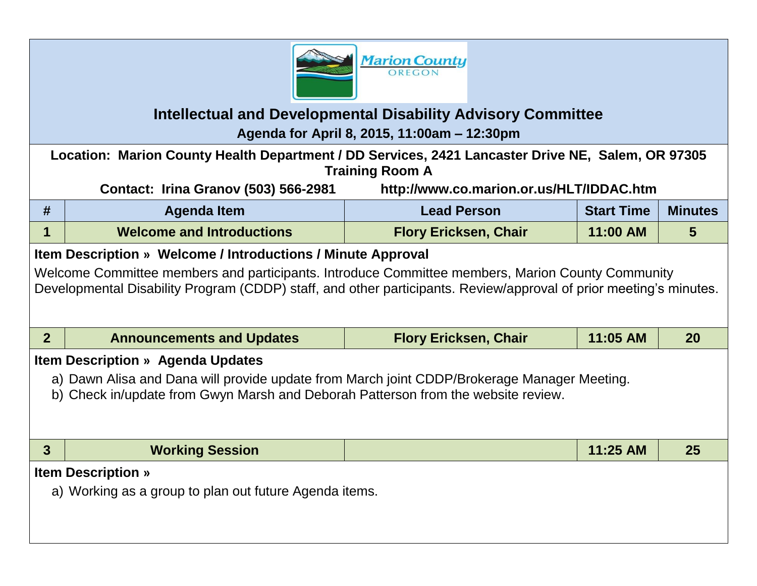# Intellectual and Developmental Disability Advisory Committee

**Agenda for April 8, 2015, 11:00am – 12:30pm**

**Location: Marion County Health Department / DD Services, 2421 Lancaster Drive NE, Salem, OR 97305**
**Training Room A**

**Contact: Irina Granov (503) 566-2981** **http://www.co.marion.or.us/HLT/IDDAC.htm**

| # | Agenda Item | Lead Person | Start Time | Minutes |
|---|---|---|---|---|
| 1 | Welcome and Introductions | Flory Ericksen, Chair | 11:00 AM | 5 |

**Item Description » Welcome / Introductions / Minute Approval**

Welcome Committee members and participants. Introduce Committee members, Marion County Community Developmental Disability Program (CDDP) staff, and other participants. Review/approval of prior meeting's minutes.

| # | Agenda Item | Lead Person | Start Time | Minutes |
|---|---|---|---|---|
| 2 | Announcements and Updates | Flory Ericksen, Chair | 11:05 AM | 20 |

**Item Description » Agenda Updates**

a) Dawn Alisa and Dana will provide update from March joint CDDP/Brokerage Manager Meeting.
b) Check in/update from Gwyn Marsh and Deborah Patterson from the website review.

| # | Agenda Item | Lead Person | Start Time | Minutes |
|---|---|---|---|---|
| 3 | Working Session | | 11:25 AM | 25 |

**Item Description »**

a) Working as a group to plan out future Agenda items.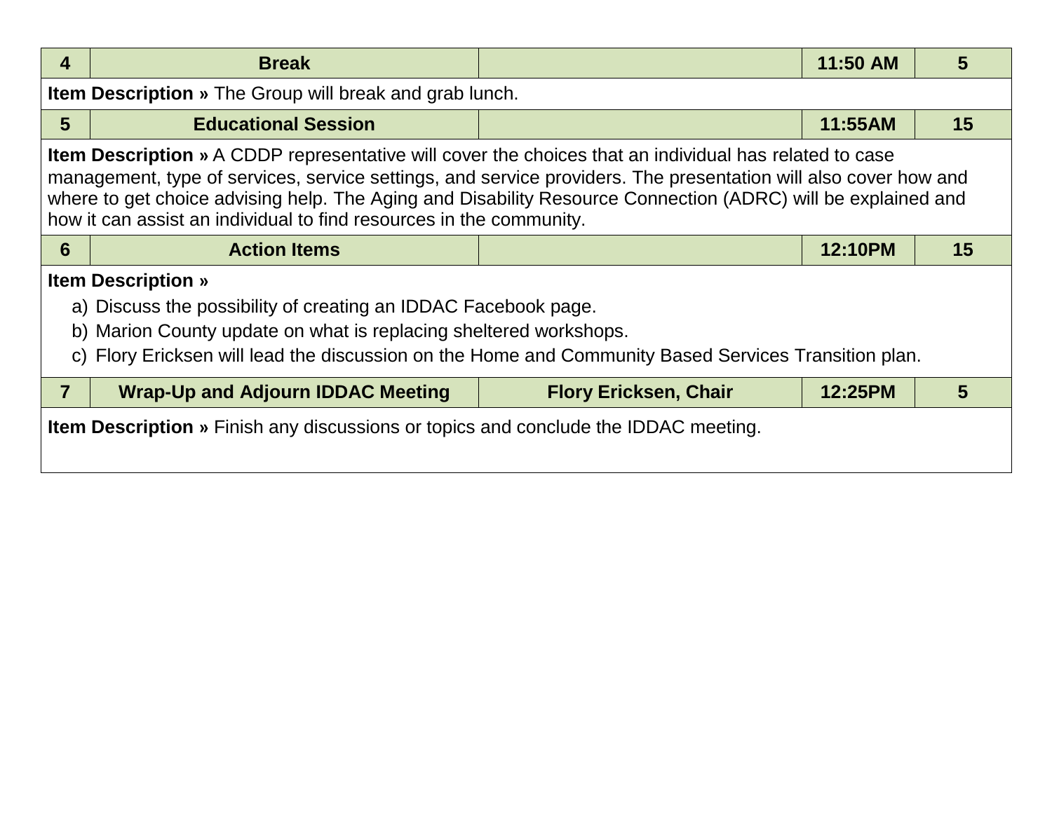| | | | | |
|---|---|---|---|---|
| **4** | **Break** | | **11:50 AM** | **5** |
| **Item Description »** The Group will break and grab lunch. | | | | |
| **5** | **Educational Session** | | **11:55AM** | **15** |
| **Item Description »** A CDDP representative will cover the choices that an individual has related to case management, type of services, service settings, and service providers. The presentation will also cover how and where to get choice advising help. The Aging and Disability Resource Connection (ADRC) will be explained and how it can assist an individual to find resources in the community. | | | | |
| **6** | **Action Items** | | **12:10PM** | **15** |
| **Item Description »** a) Discuss the possibility of creating an IDDAC Facebook page. b) Marion County update on what is replacing sheltered workshops. c) Flory Ericksen will lead the discussion on the Home and Community Based Services Transition plan. | | | | |
| **7** | **Wrap-Up and Adjourn IDDAC Meeting** | **Flory Ericksen, Chair** | **12:25PM** | **5** |
| **Item Description »** Finish any discussions or topics and conclude the IDDAC meeting. | | | | |